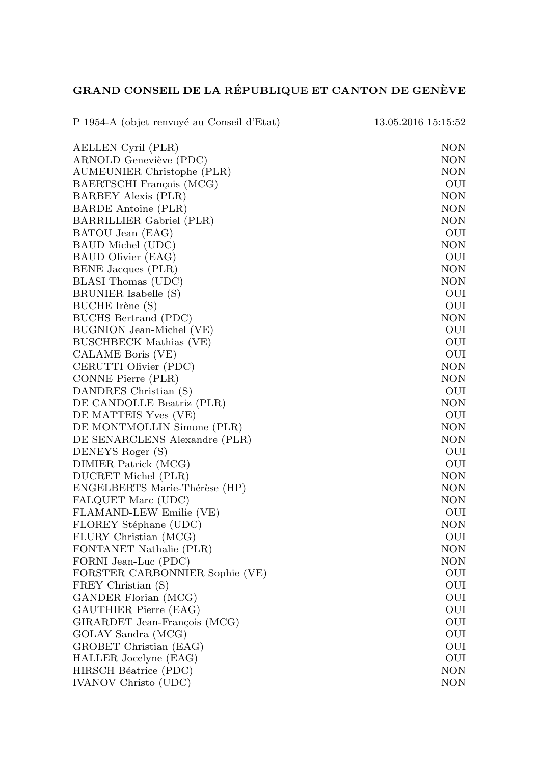# GRAND CONSEIL DE LA RÉPUBLIQUE ET CANTON DE GENÈVE

P 1954-A (objet renvoyé au Conseil d'Etat) 13.05.2016 15:15:52

| | |
|---|---|
| AELLEN Cyril (PLR) | NON |
| ARNOLD Geneviève (PDC) | NON |
| AUMEUNIER Christophe (PLR) | NON |
| BAERTSCHI François (MCG) | OUI |
| BARBEY Alexis (PLR) | NON |
| BARDE Antoine (PLR) | NON |
| BARRILLIER Gabriel (PLR) | NON |
| BATOU Jean (EAG) | OUI |
| BAUD Michel (UDC) | NON |
| BAUD Olivier (EAG) | OUI |
| BENE Jacques (PLR) | NON |
| BLASI Thomas (UDC) | NON |
| BRUNIER Isabelle (S) | OUI |
| BUCHE Irène (S) | OUI |
| BUCHS Bertrand (PDC) | NON |
| BUGNION Jean-Michel (VE) | OUI |
| BUSCHBECK Mathias (VE) | OUI |
| CALAME Boris (VE) | OUI |
| CERUTTI Olivier (PDC) | NON |
| CONNE Pierre (PLR) | NON |
| DANDRES Christian (S) | OUI |
| DE CANDOLLE Beatriz (PLR) | NON |
| DE MATTEIS Yves (VE) | OUI |
| DE MONTMOLLIN Simone (PLR) | NON |
| DE SENARCLENS Alexandre (PLR) | NON |
| DENEYS Roger (S) | OUI |
| DIMIER Patrick (MCG) | OUI |
| DUCRET Michel (PLR) | NON |
| ENGELBERTS Marie-Thérèse (HP) | NON |
| FALQUET Marc (UDC) | NON |
| FLAMAND-LEW Emilie (VE) | OUI |
| FLOREY Stéphane (UDC) | NON |
| FLURY Christian (MCG) | OUI |
| FONTANET Nathalie (PLR) | NON |
| FORNI Jean-Luc (PDC) | NON |
| FORSTER CARBONNIER Sophie (VE) | OUI |
| FREY Christian (S) | OUI |
| GANDER Florian (MCG) | OUI |
| GAUTHIER Pierre (EAG) | OUI |
| GIRARDET Jean-François (MCG) | OUI |
| GOLAY Sandra (MCG) | OUI |
| GROBET Christian (EAG) | OUI |
| HALLER Jocelyne (EAG) | OUI |
| HIRSCH Béatrice (PDC) | NON |
| IVANOV Christo (UDC) | NON |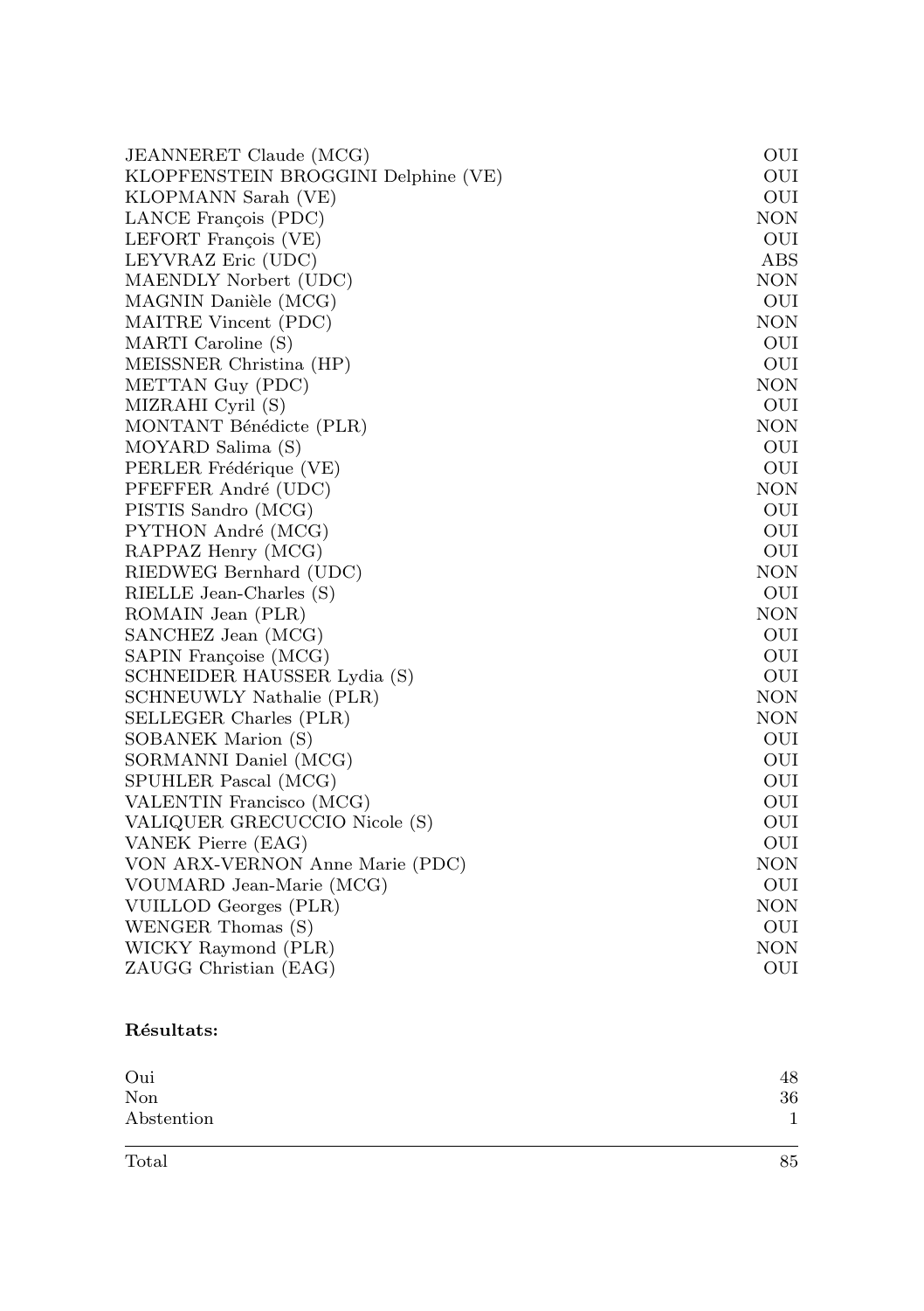| | |
|---|---|
| JEANNERET Claude (MCG) | OUI |
| KLOPFENSTEIN BROGGINI Delphine (VE) | OUI |
| KLOPMANN Sarah (VE) | OUI |
| LANCE François (PDC) | NON |
| LEFORT François (VE) | OUI |
| LEYVRAZ Eric (UDC) | ABS |
| MAENDLY Norbert (UDC) | NON |
| MAGNIN Danièle (MCG) | OUI |
| MAITRE Vincent (PDC) | NON |
| MARTI Caroline (S) | OUI |
| MEISSNER Christina (HP) | OUI |
| METTAN Guy (PDC) | NON |
| MIZRAHI Cyril (S) | OUI |
| MONTANT Bénédicte (PLR) | NON |
| MOYARD Salima (S) | OUI |
| PERLER Frédérique (VE) | OUI |
| PFEFFER André (UDC) | NON |
| PISTIS Sandro (MCG) | OUI |
| PYTHON André (MCG) | OUI |
| RAPPAZ Henry (MCG) | OUI |
| RIEDWEG Bernhard (UDC) | NON |
| RIELLE Jean-Charles (S) | OUI |
| ROMAIN Jean (PLR) | NON |
| SANCHEZ Jean (MCG) | OUI |
| SAPIN Françoise (MCG) | OUI |
| SCHNEIDER HAUSSER Lydia (S) | OUI |
| SCHNEUWLY Nathalie (PLR) | NON |
| SELLEGER Charles (PLR) | NON |
| SOBANEK Marion (S) | OUI |
| SORMANNI Daniel (MCG) | OUI |
| SPUHLER Pascal (MCG) | OUI |
| VALENTIN Francisco (MCG) | OUI |
| VALIQUER GRECUCCIO Nicole (S) | OUI |
| VANEK Pierre (EAG) | OUI |
| VON ARX-VERNON Anne Marie (PDC) | NON |
| VOUMARD Jean-Marie (MCG) | OUI |
| VUILLOD Georges (PLR) | NON |
| WENGER Thomas (S) | OUI |
| WICKY Raymond (PLR) | NON |
| ZAUGG Christian (EAG) | OUI |

**Résultats:**

| | |
|---|---|
| Oui | 48 |
| Non | 36 |
| Abstention | 1 |
| Total | 85 |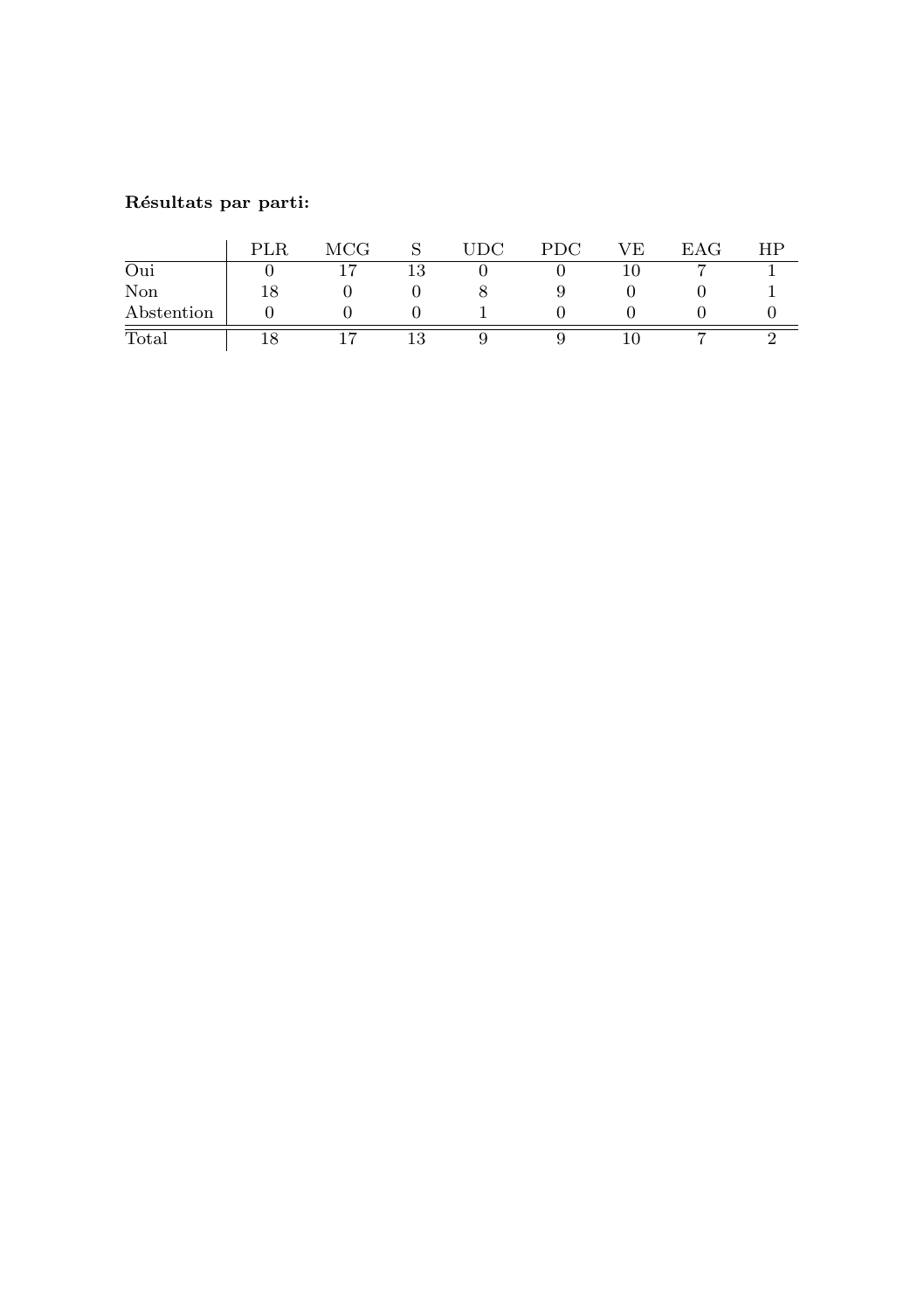**Résultats par parti:**

| | PLR | MCG | S | UDC | PDC | VE | EAG | HP |
|---|---|---|---|---|---|---|---|---|
| Oui | 0 | 17 | 13 | 0 | 0 | 10 | 7 | 1 |
| Non | 18 | 0 | 0 | 8 | 9 | 0 | 0 | 1 |
| Abstention | 0 | 0 | 0 | 1 | 0 | 0 | 0 | 0 |
| Total | 18 | 17 | 13 | 9 | 9 | 10 | 7 | 2 |